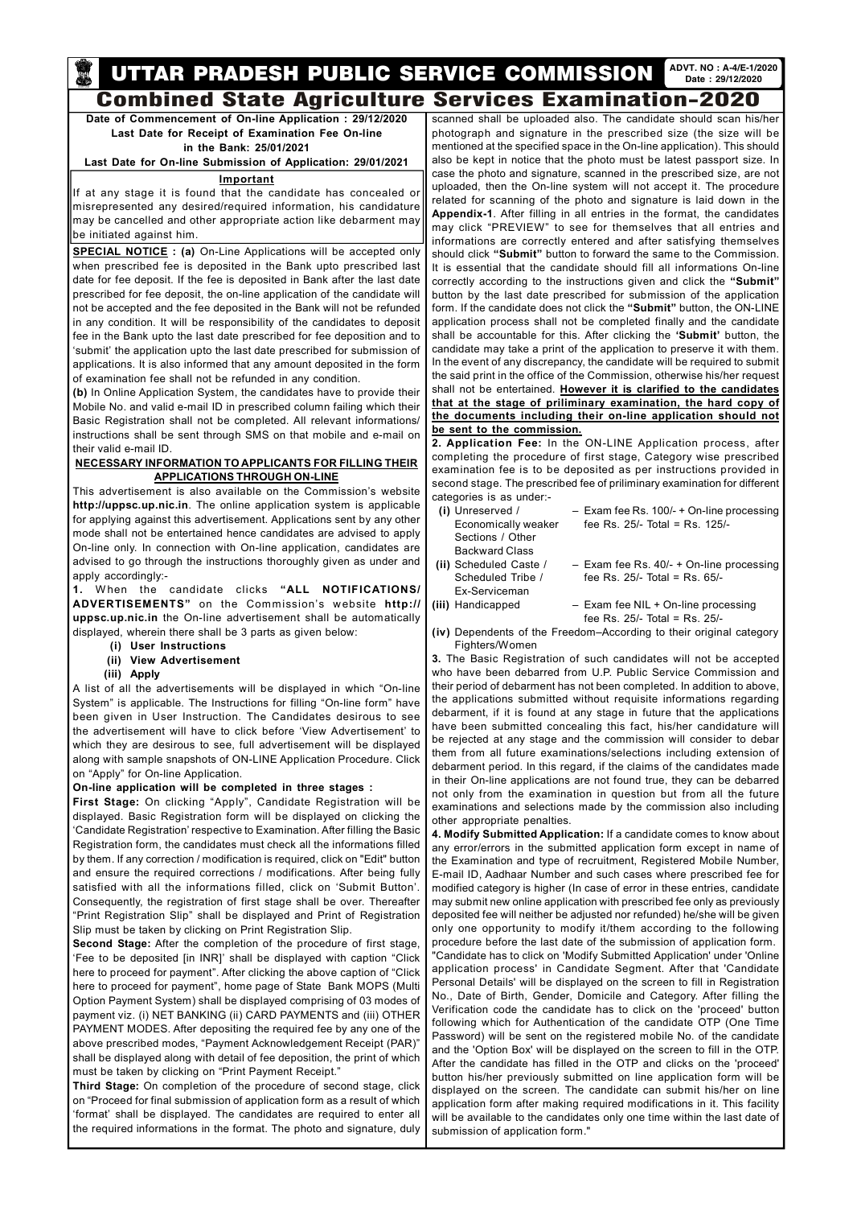# UTTAR PRADESH PUBLIC SERVICE COMMISSION

**ADVT. NO : A-4/E-1/2020**
**Date : 29/12/2020**

## Combined State Agriculture Services Examination-2020

**Date of Commencement of On-line Application : 29/12/2020**
**Last Date for Receipt of Examination Fee On-line in the Bank: 25/01/2021**
**Last Date for On-line Submission of Application: 29/01/2021**

**Important**

If at any stage it is found that the candidate has concealed or misrepresented any desired/required information, his candidature may be cancelled and other appropriate action like debarment may be initiated against him.

**SPECIAL NOTICE : (a)** On-Line Applications will be accepted only when prescribed fee is deposited in the Bank upto prescribed last date for fee deposit. If the fee is deposited in Bank after the last date prescribed for fee deposit, the on-line application of the candidate will not be accepted and the fee deposited in the Bank will not be refunded in any condition. It will be responsibility of the candidates to deposit fee in the Bank upto the last date prescribed for fee deposition and to 'submit' the application upto the last date prescribed for submission of applications. It is also informed that any amount deposited in the form of examination fee shall not be refunded in any condition.

**(b)** In Online Application System, the candidates have to provide their Mobile No. and valid e-mail ID in prescribed column failing which their Basic Registration shall not be completed. All relevant informations/ instructions shall be sent through SMS on that mobile and e-mail on their valid e-mail ID.

### NECESSARY INFORMATION TO APPLICANTS FOR FILLING THEIR APPLICATIONS THROUGH ON-LINE

This advertisement is also available on the Commission's website **http://uppsc.up.nic.in**. The online application system is applicable for applying against this advertisement. Applications sent by any other mode shall not be entertained hence candidates are advised to apply On-line only. In connection with On-line application, candidates are advised to go through the instructions thoroughly given as under and apply accordingly:-

**1.** When the candidate clicks **"ALL NOTIFICATIONS/ ADVERTISEMENTS"** on the Commission's website **http:// uppsc.up.nic.in** the On-line advertisement shall be automatically displayed, wherein there shall be 3 parts as given below:

- **(i) User Instructions**
- **(ii) View Advertisement**
- **(iii) Apply**

A list of all the advertisements will be displayed in which "On-line System" is applicable. The Instructions for filling "On-line form" have been given in User Instruction. The Candidates desirous to see the advertisement will have to click before 'View Advertisement' to which they are desirous to see, full advertisement will be displayed along with sample snapshots of ON-LINE Application Procedure. Click on "Apply" for On-line Application.

**On-line application will be completed in three stages :**

**First Stage:** On clicking "Apply", Candidate Registration will be displayed. Basic Registration form will be displayed on clicking the 'Candidate Registration' respective to Examination. After filling the Basic Registration form, the candidates must check all the informations filled by them. If any correction / modification is required, click on "Edit" button and ensure the required corrections / modifications. After being fully satisfied with all the informations filled, click on 'Submit Button'. Consequently, the registration of first stage shall be over. Thereafter "Print Registration Slip" shall be displayed and Print of Registration Slip must be taken by clicking on Print Registration Slip.

**Second Stage:** After the completion of the procedure of first stage, 'Fee to be deposited [in INR]' shall be displayed with caption "Click here to proceed for payment". After clicking the above caption of "Click here to proceed for payment", home page of State Bank MOPS (Multi Option Payment System) shall be displayed comprising of 03 modes of payment viz. (i) NET BANKING (ii) CARD PAYMENTS and (iii) OTHER PAYMENT MODES. After depositing the required fee by any one of the above prescribed modes, "Payment Acknowledgement Receipt (PAR)" shall be displayed along with detail of fee deposition, the print of which must be taken by clicking on "Print Payment Receipt."

**Third Stage:** On completion of the procedure of second stage, click on "Proceed for final submission of application form as a result of which 'format' shall be displayed. The candidates are required to enter all the required informations in the format. The photo and signature, duly scanned shall be uploaded also. The candidate should scan his/her photograph and signature in the prescribed size (the size will be mentioned at the specified space in the On-line application). This should also be kept in notice that the photo must be latest passport size. In case the photo and signature, scanned in the prescribed size, are not uploaded, then the On-line system will not accept it. The procedure related for scanning of the photo and signature is laid down in the **Appendix-1**. After filling in all entries in the format, the candidates may click "PREVIEW" to see for themselves that all entries and informations are correctly entered and after satisfying themselves should click **"Submit"** button to forward the same to the Commission. It is essential that the candidate should fill all informations On-line correctly according to the instructions given and click the **"Submit"** button by the last date prescribed for submission of the application form. If the candidate does not click the **"Submit"** button, the ON-LINE application process shall not be completed finally and the candidate shall be accountable for this. After clicking the **'Submit'** button, the candidate may take a print of the application to preserve it with them. In the event of any discrepancy, the candidate will be required to submit the said print in the office of the Commission, otherwise his/her request shall not be entertained. **However it is clarified to the candidates that at the stage of priliminary examination, the hard copy of the documents including their on-line application should not be sent to the commission.**

**2. Application Fee:** In the ON-LINE Application process, after completing the procedure of first stage, Category wise prescribed examination fee is to be deposited as per instructions provided in second stage. The prescribed fee of priliminary examination for different categories is as under:-

- **(i)** Unreserved / Economically weaker Sections / Other Backward Class – Exam fee Rs. 100/- + On-line processing fee Rs. 25/- Total = Rs. 125/-
- **(ii)** Scheduled Caste / Scheduled Tribe / Ex-Serviceman – Exam fee Rs. 40/- + On-line processing fee Rs. 25/- Total = Rs. 65/-
- **(iii)** Handicapped – Exam fee NIL + On-line processing fee Rs. 25/- Total = Rs. 25/-
- **(iv)** Dependents of the Freedom–According to their original category Fighters/Women

**3.** The Basic Registration of such candidates will not be accepted who have been debarred from U.P. Public Service Commission and their period of debarment has not been completed. In addition to above, the applications submitted without requisite informations regarding debarment, if it is found at any stage in future that the applications have been submitted concealing this fact, his/her candidature will be rejected at any stage and the commission will consider to debar them from all future examinations/selections including extension of debarment period. In this regard, if the claims of the candidates made in their On-line applications are not found true, they can be debarred not only from the examination in question but from all the future examinations and selections made by the commission also including other appropriate penalties.

**4. Modify Submitted Application:** If a candidate comes to know about any error/errors in the submitted application form except in name of the Examination and type of recruitment, Registered Mobile Number, E-mail ID, Aadhaar Number and such cases where prescribed fee for modified category is higher (In case of error in these entries, candidate may submit new online application with prescribed fee only as previously deposited fee will neither be adjusted nor refunded) he/she will be given only one opportunity to modify it/them according to the following procedure before the last date of the submission of application form.

"Candidate has to click on 'Modify Submitted Application' under 'Online application process' in Candidate Segment. After that 'Candidate Personal Details' will be displayed on the screen to fill in Registration No., Date of Birth, Gender, Domicile and Category. After filling the Verification code the candidate has to click on the 'proceed' button following which for Authentication of the candidate OTP (One Time Password) will be sent on the registered mobile No. of the candidate and the 'Option Box' will be displayed on the screen to fill in the OTP. After the candidate has filled in the OTP and clicks on the 'proceed' button his/her previously submitted on line application form will be displayed on the screen. The candidate can submit his/her on line application form after making required modifications in it. This facility will be available to the candidates only one time within the last date of submission of application form."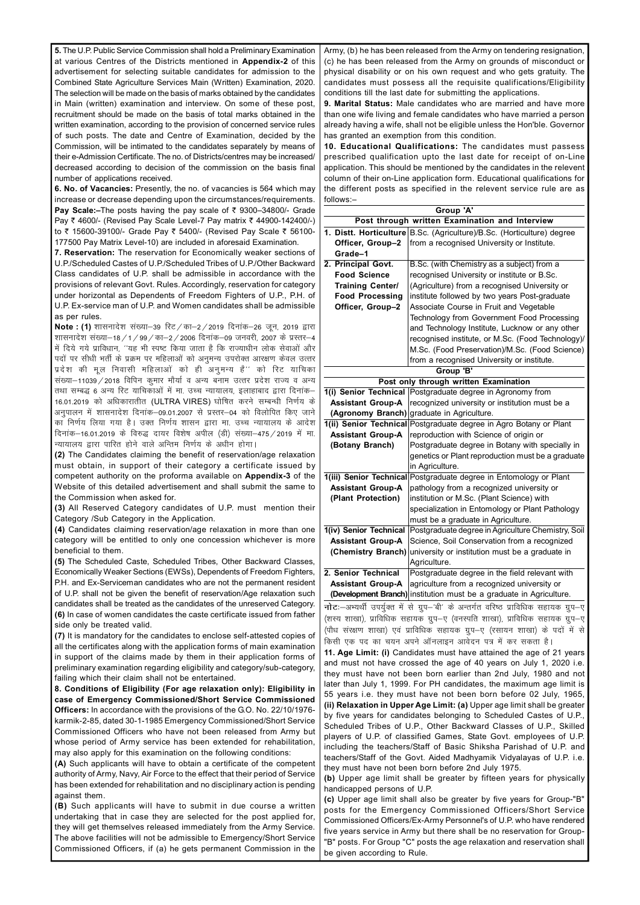**5.** The U.P. Public Service Commission shall hold a Preliminary Examination at various Centres of the Districts mentioned in **Appendix-2** of this advertisement for selecting suitable candidates for admission to the Combined State Agriculture Services Main (Written) Examination, 2020. The selection will be made on the basis of marks obtained by the candidates in Main (written) examination and interview. On some of these post, recruitment should be made on the basis of total marks obtained in the written examination, according to the provision of concerned service rules of such posts. The date and Centre of Examination, decided by the Commission, will be intimated to the candidates separately by means of their e-Admission Certificate. The no. of Districts/centres may be increased/ decreased according to decision of the commission on the basis final number of applications received.

**6. No. of Vacancies:** Presently, the no. of vacancies is 564 which may increase or decrease depending upon the circumstances/requirements.

**Pay Scale:**–The posts having the pay scale of ₹ 9300–34800/- Grade Pay ₹ 4600/- (Revised Pay Scale Level-7 Pay matrix ₹ 44900-142400/-) to ₹ 15600-39100/- Grade Pay ₹ 5400/- (Revised Pay Scale ₹ 56100-177500 Pay Matrix Level-10) are included in aforesaid Examination.

**7. Reservation:** The reservation for Economically weaker sections of U.P./Scheduled Castes of U.P./Scheduled Tribes of U.P./Other Backward Class candidates of U.P. shall be admissible in accordance with the provisions of relevant Govt. Rules. Accordingly, reservation for category under horizontal as Dependents of Freedom Fighters of U.P., P.H. of U.P. Ex-service man of U.P. and Women candidates shall be admissible as per rules.

**Note : (1)** शासनादेश संख्या–39 रिट / का–2 / 2019 दिनांक–26 जून, 2019 द्वारा शासनादेश संख्या–18 / 1 / 99 / का–2 / 2006 दिनांक–09 जनवरी, 2007 के प्रस्तर–4 में दिये गये प्राविधान, ''यह भी स्पष्ट किया जाता है कि राज्याधीन लोक सेवाओं और पदों पर सीधी भर्ती के प्रक्रम पर महिलाओं को अनुमन्य उपरोक्त आरक्षण केवल उत्तर प्रदेश की मूल निवासी महिलाओं को ही अनुमन्य है'' को रिट याचिका संख्या–11039 / 2018 विपिन कुमार मौर्या व अन्य बनाम उत्तर प्रदेश राज्य व अन्य तथा सम्बद्ध 6 अन्य रिट याचिकाओं में मा. उच्च न्यायालय, इलाहाबाद द्वारा दिनांक–16.01.2019 को अधिकारातीत (ULTRA VIRES) घोषित करने सम्बन्धी निर्णय के अनुपालन में शासनादेश दिनांक–09.01.2007 से प्रस्तर–04 को विलोपित किए जाने का निर्णय लिया गया है। उक्त निर्णय शासन द्वारा मा. उच्च न्यायालय के आदेश दिनांक–16.01.2019 के विरुद्ध दायर विशेष अपील (डी) संख्या–475 / 2019 में मा. न्यायालय द्वारा पारित होने वाले अन्तिम निर्णय के अधीन होगा।

**(2)** The Candidates claiming the benefit of reservation/age relaxation must obtain, in support of their category a certificate issued by competent authority on the proforma available on **Appendix-3** of the Website of this detailed advertisement and shall submit the same to the Commission when asked for.

**(3)** All Reserved Category candidates of U.P. must mention their Category /Sub Category in the Application.

**(4)** Candidates claiming reservation/age relaxation in more than one category will be entitled to only one concession whichever is more beneficial to them.

**(5)** The Scheduled Caste, Scheduled Tribes, Other Backward Classes, Economically Weaker Sections (EWSs), Dependents of Freedom Fighters, P.H. and Ex-Serviceman candidates who are not the permanent resident of U.P. shall not be given the benefit of reservation/Age relaxation such candidates shall be treated as the candidates of the unreserved Category.

**(6)** In case of women candidates the caste certificate issued from father side only be treated valid.

**(7)** It is mandatory for the candidates to enclose self-attested copies of all the certificates along with the application forms of main examination in support of the claims made by them in their application forms of preliminary examination regarding eligibility and category/sub-category, failing which their claim shall not be entertained.

**8. Conditions of Eligibility (For age relaxation only): Eligibility in case of Emergency Commissioned/Short Service Commissioned Officers:** In accordance with the provisions of the G.O. No. 22/10/1976-karmik-2-85, dated 30-1-1985 Emergency Commissioned/Short Service Commissioned Officers who have not been released from Army but whose period of Army service has been extended for rehabilitation, may also apply for this examination on the following conditions:

**(A)** Such applicants will have to obtain a certificate of the competent authority of Army, Navy, Air Force to the effect that their period of Service has been extended for rehabilitation and no disciplinary action is pending against them.

**(B)** Such applicants will have to submit in due course a written undertaking that in case they are selected for the post applied for, they will get themselves released immediately from the Army Service. The above facilities will not be admissible to Emergency/Short Service Commissioned Officers, if (a) he gets permanent Commission in the Army, (b) he has been released from the Army on tendering resignation, (c) he has been released from the Army on grounds of misconduct or physical disability or on his own request and who gets gratuity. The candidates must possess all the requisite qualifications/Eligibility conditions till the last date for submitting the applications.

**9. Marital Status:** Male candidates who are married and have more than one wife living and female candidates who have married a person already having a wife, shall not be eligible unless the Hon'ble. Governor has granted an exemption from this condition.

**10. Educational Qualifications:** The candidates must passess prescribed qualification upto the last date for receipt of on-Line application. This should be mentioned by the candidates in the relevent column of their on-Line application form. Educational qualifications for the different posts as specified in the relevent service rule are as follows:–

| **Group 'A'** | |
|---|---|
| **Post through written Examination and Interview** | |
| **1. Distt. Horticulture Officer, Group–2 Grade–1** | B.Sc. (Agriculture)/B.Sc. (Horticulture) degree from a recognised University or Institute. |
| **2. Principal Govt. Food Science Training Center/ Food Processing Officer, Group–2** | B.Sc. (with Chemistry as a subject) from a recognised University or institute or B.Sc. (Agriculture) from a recognised University or institute followed by two years Post-graduate Associate Course in Fruit and Vegetable Technology from Government Food Processing and Technology Institute, Lucknow or any other recognised institute, or M.Sc. (Food Technology)/ M.Sc. (Food Preservation)/M.Sc. (Food Science) from a recognised University or institute. |
| **Group 'B'** | |
| **Post only through written Examination** | |
| **1(i) Senior Technical Assistant Group-A (Agronomy Branch)** | Postgraduate degree in Agronomy from recognized university or institution must be a graduate in Agriculture. |
| **1(ii) Senior Technical Assistant Group-A (Botany Branch)** | Postgraduate degree in Agro Botany or Plant reproduction with Science of origin or Postgraduate degree in Botany with specially in genetics or Plant reproduction must be a graduate in Agriculture. |
| **1(iii) Senior Technical Assistant Group-A (Plant Protection)** | Postgraduate degree in Entomology or Plant pathology from a recognized university or institution or M.Sc. (Plant Science) with specialization in Entomology or Plant Pathology must be a graduate in Agriculture. |
| **1(iv) Senior Technical Assistant Group-A (Chemistry Branch)** | Postgraduate degree in Agriculture Chemistry, Soil Science, Soil Conservation from a recognized university or institution must be a graduate in Agriculture. |
| **2. Senior Technical Assistant Group-A (Development Branch)** | Postgraduate degree in the field relevant with agriculture from a recognized university or institution must be a graduate in Agriculture. |

**नोटः**–अभ्यर्थी उपर्युक्त में से ग्रुप–'बी' के अन्तर्गत वरिष्ठ प्राविधिक सहायक ग्रुप–ए (शस्य शाखा), प्राविधिक सहायक ग्रुप–ए (वनस्पति शाखा), प्राविधिक सहायक ग्रुप–ए (पौध संरक्षण शाखा) एवं प्राविधिक सहायक ग्रुप–ए (रसायन शाखा) के पदों में से किसी एक पद का चयन अपने ऑनलाइन आवेदन पत्र में कर सकता है।

**11. Age Limit: (i)** Candidates must have attained the age of 21 years and must not have crossed the age of 40 years on July 1, 2020 i.e. they must have not been born earlier than 2nd July, 1980 and not later than July 1, 1999. For PH candidates, the maximum age limit is 55 years i.e. they must have not been born before 02 July, 1965,

**(ii) Relaxation in Upper Age Limit: (a)** Upper age limit shall be greater by five years for candidates belonging to Scheduled Castes of U.P., Scheduled Tribes of U.P., Other Backward Classes of U.P., Skilled players of U.P. of classified Games, State Govt. employees of U.P. including the teachers/Staff of Basic Shiksha Parishad of U.P. and teachers/Staff of the Govt. Aided Madhyamik Vidyalayas of U.P. i.e. they must have not been born before 2nd July 1975.

**(b)** Upper age limit shall be greater by fifteen years for physically handicapped persons of U.P.

**(c)** Upper age limit shall also be greater by five years for Group-"B" posts for the Emergency Commissioned Officers/Short Service Commissioned Officers/Ex-Army Personnel's of U.P. who have rendered five years service in Army but there shall be no reservation for Group-"B" posts. For Group "C" posts the age relaxation and reservation shall be given according to Rule.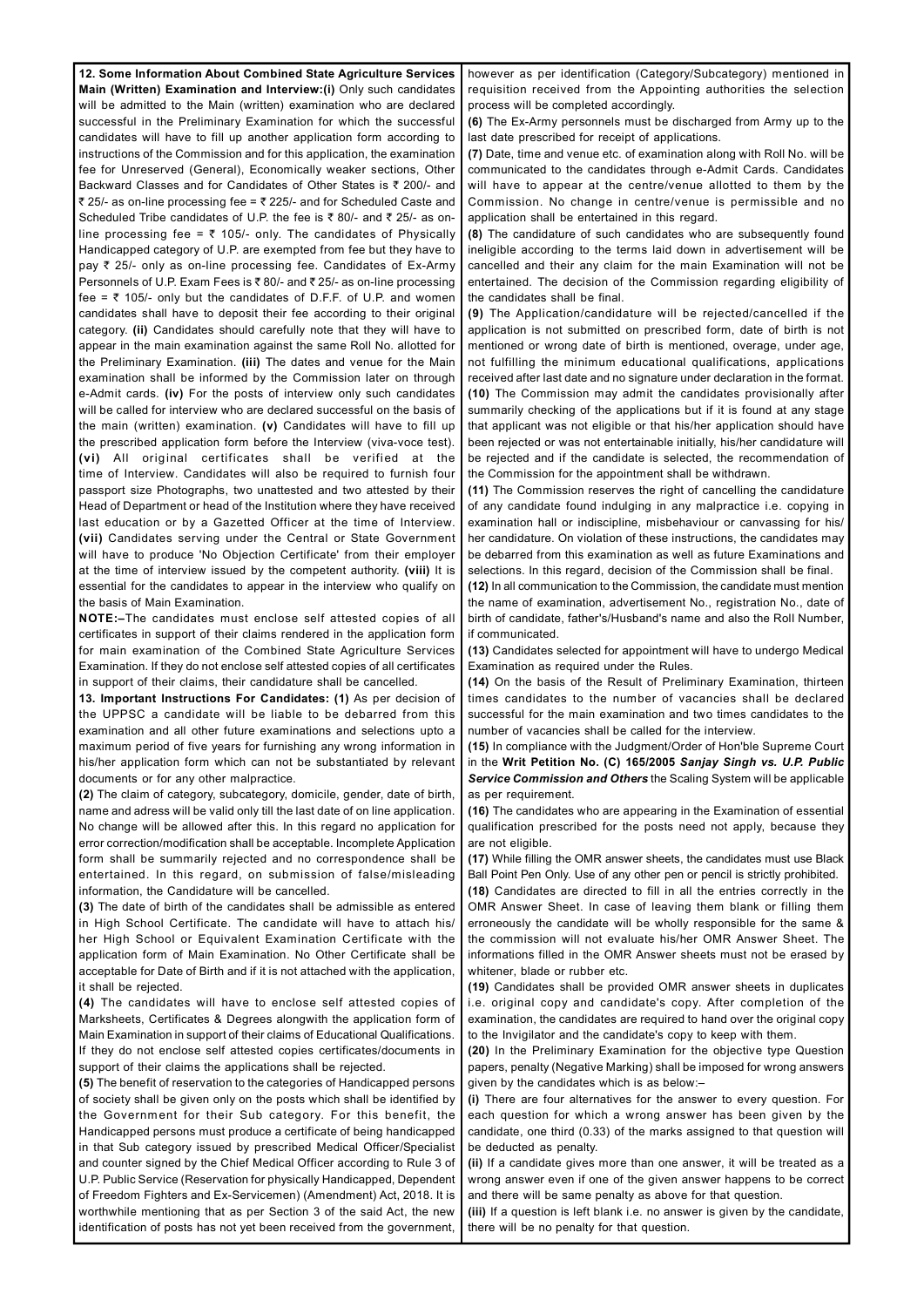**12. Some Information About Combined State Agriculture Services Main (Written) Examination and Interview:** **(i)** Only such candidates will be admitted to the Main (written) examination who are declared successful in the Preliminary Examination for which the successful candidates will have to fill up another application form according to instructions of the Commission and for this application, the examination fee for Unreserved (General), Economically weaker sections, Other Backward Classes and for Candidates of Other States is ₹ 200/- and ₹ 25/- as on-line processing fee = ₹ 225/- and for Scheduled Caste and Scheduled Tribe candidates of U.P. the fee is ₹ 80/- and ₹ 25/- as on-line processing fee = ₹ 105/- only. The candidates of Physically Handicapped category of U.P. are exempted from fee but they have to pay ₹ 25/- only as on-line processing fee. Candidates of Ex-Army Personnels of U.P. Exam Fees is ₹ 80/- and ₹ 25/- as on-line processing fee = ₹ 105/- only but the candidates of D.F.F. of U.P. and women candidates shall have to deposit their fee according to their original category. **(ii)** Candidates should carefully note that they will have to appear in the main examination against the same Roll No. allotted for the Preliminary Examination. **(iii)** The dates and venue for the Main examination shall be informed by the Commission later on through e-Admit cards. **(iv)** For the posts of interview only such candidates will be called for interview who are declared successful on the basis of the main (written) examination. **(v)** Candidates will have to fill up the prescribed application form before the Interview (viva-voce test). **(vi)** All original certificates shall be verified at the time of Interview. Candidates will also be required to furnish four passport size Photographs, two unattested and two attested by their Head of Department or head of the Institution where they have received last education or by a Gazetted Officer at the time of Interview. **(vii)** Candidates serving under the Central or State Government will have to produce 'No Objection Certificate' from their employer at the time of interview issued by the competent authority. **(viii)** It is essential for the candidates to appear in the interview who qualify on the basis of Main Examination.

**NOTE:–**The candidates must enclose self attested copies of all certificates in support of their claims rendered in the application form for main examination of the Combined State Agriculture Services Examination. If they do not enclose self attested copies of all certificates in support of their claims, their candidature shall be cancelled.

**13. Important Instructions For Candidates:** **(1)** As per decision of the UPPSC a candidate will be liable to be debarred from this examination and all other future examinations and selections upto a maximum period of five years for furnishing any wrong information in his/her application form which can not be substantiated by relevant documents or for any other malpractice.

**(2)** The claim of category, subcategory, domicile, gender, date of birth, name and adress will be valid only till the last date of on line application. No change will be allowed after this. In this regard no application for error correction/modification shall be acceptable. Incomplete Application form shall be summarily rejected and no correspondence shall be entertained. In this regard, on submission of false/misleading information, the Candidature will be cancelled.

**(3)** The date of birth of the candidates shall be admissible as entered in High School Certificate. The candidate will have to attach his/her High School or Equivalent Examination Certificate with the application form of Main Examination. No Other Certificate shall be acceptable for Date of Birth and if it is not attached with the application, it shall be rejected.

**(4)** The candidates will have to enclose self attested copies of Marksheets, Certificates & Degrees alongwith the application form of Main Examination in support of their claims of Educational Qualifications. If they do not enclose self attested copies certificates/documents in support of their claims the applications shall be rejected.

**(5)** The benefit of reservation to the categories of Handicapped persons of society shall be given only on the posts which shall be identified by the Government for their Sub category. For this benefit, the Handicapped persons must produce a certificate of being handicapped in that Sub category issued by prescribed Medical Officer/Specialist and counter signed by the Chief Medical Officer according to Rule 3 of U.P. Public Service (Reservation for physically Handicapped, Dependent of Freedom Fighters and Ex-Servicemen) (Amendment) Act, 2018. It is worthwhile mentioning that as per Section 3 of the said Act, the new identification of posts has not yet been received from the government, however as per identification (Category/Subcategory) mentioned in requisition received from the Appointing authorities the selection process will be completed accordingly.

**(6)** The Ex-Army personnels must be discharged from Army up to the last date prescribed for receipt of applications.

**(7)** Date, time and venue etc. of examination along with Roll No. will be communicated to the candidates through e-Admit Cards. Candidates will have to appear at the centre/venue allotted to them by the Commission. No change in centre/venue is permissible and no application shall be entertained in this regard.

**(8)** The candidature of such candidates who are subsequently found ineligible according to the terms laid down in advertisement will be cancelled and their any claim for the main Examination will not be entertained. The decision of the Commission regarding eligibility of the candidates shall be final.

**(9)** The Application/candidature will be rejected/cancelled if the application is not submitted on prescribed form, date of birth is not mentioned or wrong date of birth is mentioned, overage, under age, not fulfilling the minimum educational qualifications, applications received after last date and no signature under declaration in the format.

**(10)** The Commission may admit the candidates provisionally after summarily checking of the applications but if it is found at any stage that applicant was not eligible or that his/her application should have been rejected or was not entertainable initially, his/her candidature will be rejected and if the candidate is selected, the recommendation of the Commission for the appointment shall be withdrawn.

**(11)** The Commission reserves the right of cancelling the candidature of any candidate found indulging in any malpractice i.e. copying in examination hall or indiscipline, misbehaviour or canvassing for his/her candidature. On violation of these instructions, the candidates may be debarred from this examination as well as future Examinations and selections. In this regard, decision of the Commission shall be final.

**(12)** In all communication to the Commission, the candidate must mention the name of examination, advertisement No., registration No., date of birth of candidate, father's/Husband's name and also the Roll Number, if communicated.

**(13)** Candidates selected for appointment will have to undergo Medical Examination as required under the Rules.

**(14)** On the basis of the Result of Preliminary Examination, thirteen times candidates to the number of vacancies shall be declared successful for the main examination and two times candidates to the number of vacancies shall be called for the interview.

**(15)** In compliance with the Judgment/Order of Hon'ble Supreme Court in the **Writ Petition No. (C) 165/2005** ***Sanjay Singh vs. U.P. Public Service Commission and Others*** the Scaling System will be applicable as per requirement.

**(16)** The candidates who are appearing in the Examination of essential qualification prescribed for the posts need not apply, because they are not eligible.

**(17)** While filling the OMR answer sheets, the candidates must use Black Ball Point Pen Only. Use of any other pen or pencil is strictly prohibited.

**(18)** Candidates are directed to fill in all the entries correctly in the OMR Answer Sheet. In case of leaving them blank or filling them erroneously the candidate will be wholly responsible for the same & the commission will not evaluate his/her OMR Answer Sheet. The informations filled in the OMR Answer sheets must not be erased by whitener, blade or rubber etc.

**(19)** Candidates shall be provided OMR answer sheets in duplicates i.e. original copy and candidate's copy. After completion of the examination, the candidates are required to hand over the original copy to the Invigilator and the candidate's copy to keep with them.

**(20)** In the Preliminary Examination for the objective type Question papers, penalty (Negative Marking) shall be imposed for wrong answers given by the candidates which is as below:–

**(i)** There are four alternatives for the answer to every question. For each question for which a wrong answer has been given by the candidate, one third (0.33) of the marks assigned to that question will be deducted as penalty.

**(ii)** If a candidate gives more than one answer, it will be treated as a wrong answer even if one of the given answer happens to be correct and there will be same penalty as above for that question.

**(iii)** If a question is left blank i.e. no answer is given by the candidate, there will be no penalty for that question.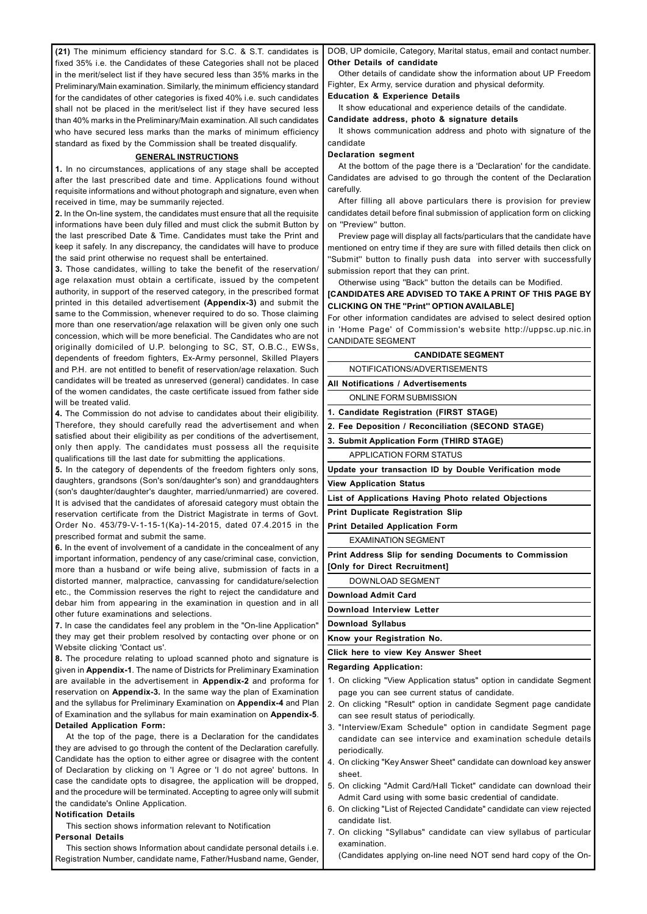**(21)** The minimum efficiency standard for S.C. & S.T. candidates is fixed 35% i.e. the Candidates of these Categories shall not be placed in the merit/select list if they have secured less than 35% marks in the Preliminary/Main examination. Similarly, the minimum efficiency standard for the candidates of other categories is fixed 40% i.e. such candidates shall not be placed in the merit/select list if they have secured less than 40% marks in the Preliminary/Main examination. All such candidates who have secured less marks than the marks of minimum efficiency standard as fixed by the Commission shall be treated disqualify.

## GENERAL INSTRUCTIONS

**1.** In no circumstances, applications of any stage shall be accepted after the last prescribed date and time. Applications found without requisite informations and without photograph and signature, even when received in time, may be summarily rejected.

**2.** In the On-line system, the candidates must ensure that all the requisite informations have been duly filled and must click the submit Button by the last prescribed Date & Time. Candidates must take the Print and keep it safely. In any discrepancy, the candidates will have to produce the said print otherwise no request shall be entertained.

**3.** Those candidates, willing to take the benefit of the reservation/ age relaxation must obtain a certificate, issued by the competent authority, in support of the reserved category, in the prescribed format printed in this detailed advertisement **(Appendix-3)** and submit the same to the Commission, whenever required to do so. Those claiming more than one reservation/age relaxation will be given only one such concession, which will be more beneficial. The Candidates who are not originally domiciled of U.P. belonging to SC, ST, O.B.C., EWSs, dependents of freedom fighters, Ex-Army personnel, Skilled Players and P.H. are not entitled to benefit of reservation/age relaxation. Such candidates will be treated as unreserved (general) candidates. In case of the women candidates, the caste certificate issued from father side will be treated valid.

**4.** The Commission do not advise to candidates about their eligibility. Therefore, they should carefully read the advertisement and when satisfied about their eligibility as per conditions of the advertisement, only then apply. The candidates must possess all the requisite qualifications till the last date for submitting the applications.

**5.** In the category of dependents of the freedom fighters only sons, daughters, grandsons (Son's son/daughter's son) and granddaughters (son's daughter/daughter's daughter, married/unmarried) are covered. It is advised that the candidates of aforesaid category must obtain the reservation certificate from the District Magistrate in terms of Govt. Order No. 453/79-V-1-15-1(Ka)-14-2015, dated 07.4.2015 in the prescribed format and submit the same.

**6.** In the event of involvement of a candidate in the concealment of any important information, pendency of any case/criminal case, conviction, more than a husband or wife being alive, submission of facts in a distorted manner, malpractice, canvassing for candidature/selection etc., the Commission reserves the right to reject the candidature and debar him from appearing in the examination in question and in all other future examinations and selections.

**7.** In case the candidates feel any problem in the "On-line Application" they may get their problem resolved by contacting over phone or on Website clicking 'Contact us'.

**8.** The procedure relating to upload scanned photo and signature is given in **Appendix-1**. The name of Districts for Preliminary Examination are available in the advertisement in **Appendix-2** and proforma for reservation on **Appendix-3.** In the same way the plan of Examination and the syllabus for Preliminary Examination on **Appendix-4** and Plan of Examination and the syllabus for main examination on **Appendix-5**.

**Detailed Application Form:**

At the top of the page, there is a Declaration for the candidates they are advised to go through the content of the Declaration carefully. Candidate has the option to either agree or disagree with the content of Declaration by clicking on 'I Agree or 'I do not agree' buttons. In case the candidate opts to disagree, the application will be dropped, and the procedure will be terminated. Accepting to agree only will submit the candidate's Online Application.

**Notification Details**

This section shows information relevant to Notification

**Personal Details**

This section shows Information about candidate personal details i.e. Registration Number, candidate name, Father/Husband name, Gender, DOB, UP domicile, Category, Marital status, email and contact number.

**Other Details of candidate**

Other details of candidate show the information about UP Freedom Fighter, Ex Army, service duration and physical deformity.

**Education & Experience Details**

It show educational and experience details of the candidate.

**Candidate address, photo & signature details**

It shows communication address and photo with signature of the candidate

**Declaration segment**

At the bottom of the page there is a 'Declaration' for the candidate. Candidates are advised to go through the content of the Declaration carefully.

After filling all above particulars there is provision for preview candidates detail before final submission of application form on clicking on "Preview" button.

Preview page will display all facts/particulars that the candidate have mentioned on entry time if they are sure with filled details then click on "Submit" button to finally push data into server with successfully submission report that they can print.

Otherwise using "Back" button the details can be Modified.

**[CANDIDATES ARE ADVISED TO TAKE A PRINT OF THIS PAGE BY CLICKING ON THE "Print" OPTION AVAILABLE]**

For other information candidates are advised to select desired option in 'Home Page' of Commission's website http://uppsc.up.nic.in CANDIDATE SEGMENT

| **CANDIDATE SEGMENT** |
|---|
| NOTIFICATIONS/ADVERTISEMENTS |
| **All Notifications / Advertisements** |
| ONLINE FORM SUBMISSION |
| **1. Candidate Registration (FIRST STAGE)** |
| **2. Fee Deposition / Reconciliation (SECOND STAGE)** |
| **3. Submit Application Form (THIRD STAGE)** |
| APPLICATION FORM STATUS |
| **Update your transaction ID by Double Verification mode** |
| **View Application Status** |
| **List of Applications Having Photo related Objections** |
| **Print Duplicate Registration Slip** |
| **Print Detailed Application Form** |
| EXAMINATION SEGMENT |
| **Print Address Slip for sending Documents to Commission [Only for Direct Recruitment]** |
| DOWNLOAD SEGMENT |
| **Download Admit Card** |
| **Download Interview Letter** |
| **Download Syllabus** |
| **Know your Registration No.** |
| **Click here to view Key Answer Sheet** |

**Regarding Application:**

1. On clicking "View Application status" option in candidate Segment page you can see current status of candidate.
2. On clicking "Result" option in candidate Segment page candidate can see result status of periodically.
3. "Interview/Exam Schedule" option in candidate Segment page candidate can see intervice and examination schedule details periodically.
4. On clicking "Key Answer Sheet" candidate can download key answer sheet.
5. On clicking "Admit Card/Hall Ticket" candidate can download their Admit Card using with some basic credential of candidate.
6. On clicking "List of Rejected Candidate" candidate can view rejected candidate list.
7. On clicking "Syllabus" candidate can view syllabus of particular examination.

(Candidates applying on-line need NOT send hard copy of the On-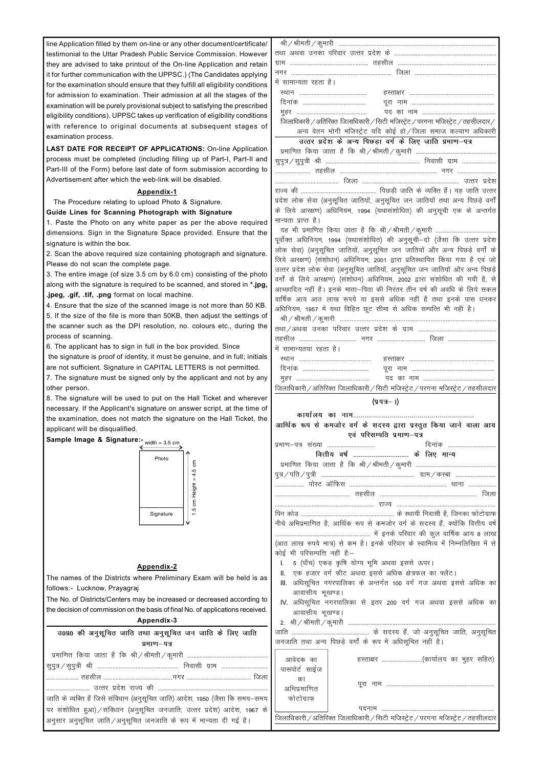line Application filled by them on-line or any other document/certificate/ testimonial to the Uttar Pradesh Public Service Commission. However they are advised to take printout of the On-line Application and retain it for further communication with the UPPSC.) (The Candidates applying for the examination should ensure that they fulfill all eligibility conditions for admission to examination. Their admission at all the stages of the examination will be purely provisional subject to satisfying the prescribed eligibility conditions). UPPSC takes up verification of eligibility conditions with reference to original documents at subsequent stages of examination process.

**LAST DATE FOR RECEIPT OF APPLICATIONS:** On-line Application process must be completed (including filling up of Part-I, Part-II and Part-III of the Form) before last date of form submission according to Advertisement after which the web-link will be disabled.

## Appendix-1

The Procedure relating to upload Photo & Signature.

**Guide Lines for Scanning Photograph with Signature**

1. Paste the Photo on any white paper as per the above required dimensions. Sign in the Signature Space provided. Ensure that the signature is within the box.
2. Scan the above required size containing photograph and signature. Please do not scan the complete page.
3. The entire image (of size 3.5 cm by 6.0 cm) consisting of the photo along with the signature is required to be scanned, and stored in ***.jpg, .jpeg, .gif, .tif, .png** format on local machine.
4. Ensure that the size of the scanned image is not more than 50 KB.
5. If the size of the file is more than 50KB, then adjust the settings of the scanner such as the DPI resolution, no. colours etc., during the process of scanning.
6. The applicant has to sign in full in the box provided. Since the signature is proof of identity, it must be genuine, and in full; initials are not sufficient. Signature in CAPITAL LETTERS is not permitted.
7. The signature must be signed only by the applicant and not by any other person.
8. The signature will be used to put on the Hall Ticket and wherever necessary. If the Applicant's signature on answer script, at the time of the examination, does not match the signature on the Hall Ticket, the applicant will be disqualified.

**Sample Image & Signature:-** width = 3.5 cm

Photo | Height = 4.5 cm
Signature | 1.5 cm

## Appendix-2

The names of the Districts where Preliminary Exam will be held is as follows:- Lucknow, Prayagraj

The No. of Districts/Centers may be increased or decreased according to the decision of commission on the basis of final No. of applications received.

## Appendix-3

### उ0प्र0 की अनुसूचित जाति तथा अनुसूचित जन जाति के लिए जाति प्रमाण–पत्र

प्रमाणित किया जाता है कि श्री/श्रीमती/कुमारी .................................... सुपुत्र/सुपुत्री श्री .................................... निवासी ग्राम .................... .................... तहसील ....................नगर .................... जिला .................... उत्तर प्रदेश राज्य की .................... जाति के व्यक्ति हैं जिसे संविधान (अनुसूचित जाति) आदेश, 1950 (जैसा कि समय–समय पर संशोधित हुआ)/संविधान (अनुसूचित जनजाति, उत्तर प्रदेश) आदेश, 1967 के अनुसार अनुसूचित जाति/अनुसूचित जनजाति के रूप में मान्यता दी गई है।

श्री/श्रीमती/कुमारी .................................... तथा अथवा उनका परिवार उत्तर प्रदेश के .................... ग्राम .................... तहसील .................... नगर .................... जिला .................... में सामान्यता रहता है।

स्थान .................... हस्ताक्षर ....................
दिनांक .................... पूरा नाम ....................
मुहर .................... पद का नाम ....................

जिलाधिकारी/अतिरिक्त जिलाधिकारी/सिटी मजिस्ट्रेट/परगना मजिस्ट्रेट/तहसीलदार/अन्य वेतन भोगी मजिस्ट्रेट यदि कोई हो/जिला समाज कल्याण अधिकारी

### उत्तर प्रदेश के अन्य पिछड़ा वर्ग के लिए जाति प्रमाण–पत्र

प्रमाणित किया जाता है कि श्री/श्रीमती/कुमारी .................................... सुपुत्र/सुपुत्री श्री .................................... निवासी ग्राम .................... .................... तहसील .................... नगर .................... .................... जिला .................... उत्तर प्रदेश राज्य की .................... पिछड़ी जाति के व्यक्ति हैं। यह जाति उत्तर प्रदेश लोक सेवा (अनुसूचित जातियों, अनुसूचित जन जातियों तथा अन्य पिछड़े वर्गों के लिये आरक्षण) अधिनियम, 1994 (यथासंशोधित) की अनुसूची एक के अन्तर्गत मान्यता प्राप्त है।

यह भी प्रमाणित किया जाता है कि श्री/श्रीमती/कुमारी .................................... पूर्वोक्त अधिनियम, 1994 (यथासंशोधित) की अनुसूची–दो (जैसा कि उत्तर प्रदेश लोक सेवा) (अनुसूचित जातियों, अनुसूचित जन जातियों और अन्य पिछड़े वर्गों के लिये आरक्षण) (संशोधन) अधिनियम, 2001 द्वारा प्रतिस्थापित किया गया है एवं जो उत्तर प्रदेश लोक सेवा (अनुसूचित जातियों, अनुसूचित जन जातियों और अन्य पिछड़े वर्गों के लिये आरक्षण) (संशोधन) अधिनियम, 2002 द्वारा संशोधित की गयी है, से आच्छादित नहीं है। इनके माता–पिता की निरंतर तीन वर्ष की अवधि के लिये सकल वार्षिक आय आठ लाख रूपये या इससे अधिक नहीं है तथा इनके पास धनकर अधिनियम, 1957 में यथा विहित छूट सीमा से अधिक सम्पत्ति भी नहीं है।

श्री/श्रीमती/कुमारी .................................... तथा/अथवा उनका परिवार उत्तर प्रदेश के ग्राम .................... तहसील .................... नगर .................... जिला .................... में सामान्यतया रहता है।

स्थान .................... हस्ताक्षर ....................
दिनांक .................... पूरा नाम ....................
मुहर .................... पद का नाम ....................

जिलाधिकारी/अतिरिक्त जिलाधिकारी/सिटी मजिस्ट्रेट/परगना मजिस्ट्रेट/तहसीलदार

### (प्रपत्र– I)

**कार्यालय का नाम....................................................**

**आर्थिक रूप से कमजोर वर्ग के सदस्य द्वारा प्रस्तुत किया जाने वाला आय एवं परिसम्पत्ति प्रमाण–पत्र**

प्रमाण–पत्र संख्या .................... दिनांक ....................

**वित्तीय वर्ष .................... के लिए मान्य**

प्रमाणित किया जाता है कि श्री/श्रीमती/कुमारी .................................... पुत्र/पति/पुत्री .................................... ग्राम/कस्बा .................... .................... पोस्ट ऑफिस .................... थाना .................... .................... तहसील .................... जिला .................... राज्य .................... पिन कोड .................... के स्थायी निवासी है, जिनका फोटोग्राफ नीचे अभिप्रमाणित है, आर्थिक रूप से कमजोर वर्ग के सदस्य हैं, क्योंकि वित्तीय वर्ष .................... में इनके परिवार की कुल वार्षिक आय 8 लाख (आठ लाख रुपये मात्र) से कम है। इनके परिवार के स्वामित्व में निम्नलिखित में से कोई भी परिसम्पत्ति नहीं हैः–

I. 5 (पाँच) एकड़ कृषि योग्य भूमि अथवा इससे ऊपर।
II. एक हजार वर्ग फीट अथवा इससे अधिक क्षेत्रफल का फ्लैट।
III. अधिसूचित नगरपालिका के अन्तर्गत 100 वर्ग गज अथवा इससे अधिक का आवासीय भूखण्ड।
IV. अधिसूचित नगरपालिका से इतर 200 वर्ग गज अथवा इससे अधिक का आवासीय भूखण्ड।

2. श्री/श्रीमती/कुमारी .................................... जाति .................... के सदस्य हैं, जो अनुसूचित जाति, अनुसूचित जनजाति तथा अन्य पिछड़े वर्गों के रूप में अधिसूचित नहीं है।

आवेदक का पासपोर्ट साईज का अभिप्रमाणित फोटोग्राफ

हस्ताक्षर ....................(कार्यालय का मुहर सहित)

पूरा नाम ....................

पदनाम ....................

जिलाधिकारी/अतिरिक्त जिलाधिकारी/सिटी मजिस्ट्रेट/परगना मजिस्ट्रेट/तहसीलदार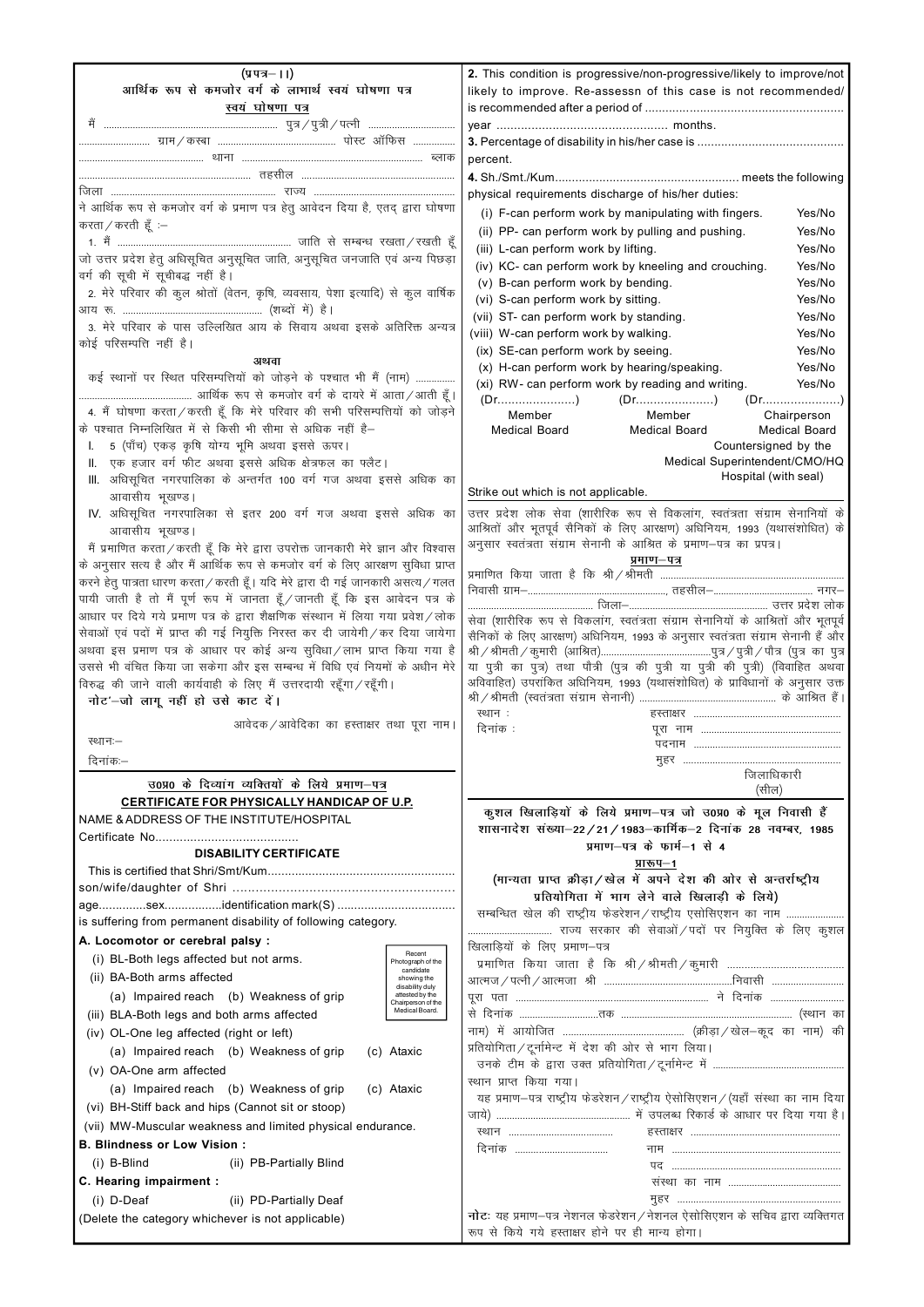(प्रपत्र– ।।)

**आर्थिक रूप से कमजोर वर्ग के लाभार्थ स्वयं घोषणा पत्र**

**स्वयं घोषणा पत्र**

मैं ........................................................................ पुत्र/पुत्री/पत्नी ............................... .............................. ग्राम/कस्बा ............................................ पोस्ट ऑफिस ................ .............................................. थाना ................................................................ ब्लाक ............................................................................ तहसील ....................................................... जिला ............................................................... राज्य .................................................... ने आर्थिक रूप से कमजोर वर्ग के प्रमाण पत्र हेतु आवेदन दिया है, एतद् द्वारा घोषणा करता/करती हूँ :–

1. मैं ............................................................. जाति से सम्बन्ध रखता/रखती हूँ जो उत्तर प्रदेश हेतु अधिसूचित अनुसूचित जाति, अनुसूचित जनजाति एवं अन्य पिछड़ा वर्ग की सूची में सूचीबद्ध नहीं है।

2. मेरे परिवार की कुल श्रोतों (वेतन, कृषि, व्यवसाय, पेशा इत्यादि) से कुल वार्षिक आय रू. .................................................. (शब्दों में) है।

3. मेरे परिवार के पास उल्लिखित आय के सिवाय अथवा इसके अतिरिक्त अन्यत्र कोई परिसम्पत्ति नहीं है।

**अथवा**

कई स्थानों पर स्थित परिसम्पत्तियों को जोड़ने के पश्चात भी मैं (नाम) ............... ................................................ आर्थिक रूप से कमजोर वर्ग के दायरे में आता/आती हूँ।

4. मैं घोषणा करता/करती हूँ कि मेरे परिवार की सभी परिसम्पत्तियों को जोड़ने के पश्चात निम्नलिखित में से किसी भी सीमा से अधिक नहीं है–

I. 5 (पाँच) एकड़ कृषि योग्य भूमि अथवा इससे ऊपर।
II. एक हजार वर्ग फीट अथवा इससे अधिक क्षेत्रफल का फ्लैट।
III. अधिसूचित नगरपालिका के अन्तर्गत 100 वर्ग गज अथवा इससे अधिक का आवासीय भूखण्ड।
IV. अधिसूचित नगरपालिका से इतर 200 वर्ग गज अथवा इससे अधिक का आवासीय भूखण्ड।

मैं प्रमाणित करता/करती हूँ कि मेरे द्वारा उपरोक्त जानकारी मेरे ज्ञान और विश्वास के अनुसार सत्य है और मैं आर्थिक रूप से कमजोर वर्ग के लिए आरक्षण सुविधा प्राप्त करने हेतु पात्रता धारण करता/करती हूँ। यदि मेरे द्वारा दी गई जानकारी असत्य/गलत पायी जाती है तो मैं पूर्ण रूप में जानता हूँ/जानती हूँ कि इस आवेदन पत्र के आधार पर दिये गये प्रमाण पत्र के द्वारा शैक्षणिक संस्थान में लिया गया प्रवेश/लोक सेवाओं एवं पदों में प्राप्त की गई नियुक्ति निरस्त कर दी जायेगी/कर दिया जायेगा अथवा इस प्रमाण पत्र के आधार पर कोई अन्य सुविधा/लाभ प्राप्त किया गया है उससे भी वंचित किया जा सकेगा और इस सम्बन्ध में विधि एवं नियमों के अधीन मेरे विरुद्ध की जाने वाली कार्यवाही के लिए मैं उत्तरदायी रहूँगा/रहूँगी।

**नोट'–जो लागू नहीं हो उसे काट दें।**

आवेदक/आवेदिका का हस्ताक्षर तथा पूरा नाम।

स्थानः–

दिनांकः–

---

**उ0प्र0 के दिव्यांग व्यक्तियों के लिये प्रमाण–पत्र**

**CERTIFICATE FOR PHYSICALLY HANDICAP OF U.P.**

NAME & ADDRESS OF THE INSTITUTE/HOSPITAL

Certificate No.........................................

**DISABILITY CERTIFICATE**

This is certified that Shri/Smt/Kum...................................................... son/wife/daughter of Shri ............................................................ age..............sex.................identification mark(S) .................................. is suffering from permanent disability of following category.

Recent Photograph of the candidate showing the disability duly attested by the Chairperson of the Medical Board.

**A. Locomotor or cerebral palsy :**

(i) BL-Both legs affected but not arms.
(ii) BA-Both arms affected
  (a) Impaired reach (b) Weakness of grip
(iii) BLA-Both legs and both arms affected
(iv) OL-One leg affected (right or left)
  (a) Impaired reach (b) Weakness of grip (c) Ataxic
(v) OA-One arm affected
  (a) Impaired reach (b) Weakness of grip (c) Ataxic
(vi) BH-Stiff back and hips (Cannot sit or stoop)
(vii) MW-Muscular weakness and limited physical endurance.

**B. Blindness or Low Vision :**

(i) B-Blind (ii) PB-Partially Blind

**C. Hearing impairment :**

(i) D-Deaf (ii) PD-Partially Deaf

(Delete the category whichever is not applicable)

2. This condition is progressive/non-progressive/likely to improve/not likely to improve. Re-assessn of this case is not recommended/ is recommended after a period of ......................................................... year ................................................. months.

3. Percentage of disability in his/her case is .......................................... percent.

4. Sh./Smt./Kum..................................................... meets the following physical requirements discharge of his/her duties:

| | |
|---|---|
| (i) F-can perform work by manipulating with fingers. | Yes/No |
| (ii) PP- can perform work by pulling and pushing. | Yes/No |
| (iii) L-can perform work by lifting. | Yes/No |
| (iv) KC- can perform work by kneeling and crouching. | Yes/No |
| (v) B-can perform work by bending. | Yes/No |
| (vi) S-can perform work by sitting. | Yes/No |
| (vii) ST- can perform work by standing. | Yes/No |
| (viii) W-can perform work by walking. | Yes/No |
| (ix) SE-can perform work by seeing. | Yes/No |
| (x) H-can perform work by hearing/speaking. | Yes/No |
| (xi) RW- can perform work by reading and writing. | Yes/No |

| (Dr......................) | (Dr......................) | (Dr......................) |
|---|---|---|
| Member Medical Board | Member Medical Board | Chairperson Medical Board |

Countersigned by the Medical Superintendent/CMO/HQ Hospital (with seal)

Strike out which is not applicable.

---

उत्तर प्रदेश लोक सेवा (शारीरिक रूप से विकलांग, स्वतंत्रता संग्राम सेनानियों के आश्रितों और भूतपूर्व सैनिकों के लिए आरक्षण) अधिनियम, 1993 (यथासंशोधित) के अनुसार स्वतंत्रता संग्राम सेनानी के आश्रित के प्रमाण–पत्र का प्रपत्र।

**प्रमाण–पत्र**

प्रमाणित किया जाता है कि श्री/श्रीमती ............................................................ निवासी ग्राम–.................................................., तहसील–.................................... नगर– ............................................ जिला–.................................................. उत्तर प्रदेश लोक सेवा (शारीरिक रूप से विकलांग, स्वतंत्रता संग्राम सेनानियों के आश्रितों और भूतपूर्व सैनिकों के लिए आरक्षण) अधिनियम, 1993 के अनुसार स्वतंत्रता संग्राम सेनानी हैं और श्री/श्रीमती/कुमारी (आश्रित)........................................पुत्र/पुत्री/पौत्र (पुत्र का पुत्र या पुत्री का पुत्र) तथा पौत्री (पुत्र की पुत्री या पुत्री की पुत्री) (विवाहित अथवा अविवाहित) उपरांकित अधिनियम, 1993 (यथासंशोधित) के प्राविधानों के अनुसार उक्त श्री/श्रीमती (स्वतंत्रता संग्राम सेनानी) .................................................. के आश्रित हैं।

स्थान :
दिनांक :

हस्ताक्षर ......................................................
पूरा नाम ......................................................
पदनाम ......................................................
मुहर ......................................................
जिलाधिकारी
(सील)

---

**कुशल खिलाड़ियों के लिये प्रमाण–पत्र जो उ0प्र0 के मूल निवासी हैं**

**शासनादेश संख्या–22/21/1983–कार्मिक–2 दिनांक 28 नवम्बर, 1985**

**प्रमाण–पत्र के फार्म–1 से 4**

**प्रारूप–1**

**(मान्यता प्राप्त क्रीड़ा/खेल में अपने देश की ओर से अन्तर्राष्ट्रीय प्रतियोगिता में भाग लेने वाले खिलाड़ी के लिये)**

सम्बन्धित खेल की राष्ट्रीय फेडरेशन/राष्ट्रीय एसोसिएशन का नाम .................... ................................ राज्य सरकार की सेवाओं/पदों पर नियुक्ति के लिए कुशल खिलाड़ियों के लिए प्रमाण–पत्र

प्रमाणित किया जाता है कि श्री/श्रीमती/कुमारी ........................................ आत्मज/पत्नी/आत्मजा श्री ............................................निवासी .......................... पूरा पता .................................................................... ने दिनांक .......................... से दिनांक ..............................तक .............................................................. (स्थान का नाम) में आयोजित .............................................. (क्रीड़ा/खेल–कूद का नाम) की प्रतियोगिता/टूर्नामेन्ट में देश की ओर से भाग लिया।

उनके टीम के द्वारा उक्त प्रतियोगिता/टूर्नामेन्ट में ............................................... स्थान प्राप्त किया गया।

यह प्रमाण–पत्र राष्ट्रीय फेडरेशन/राष्ट्रीय ऐसोसिएशन/(यहाँ संस्था का नाम दिया जाये) ................................................ में उपलब्ध रिकार्ड के आधार पर दिया गया है।

स्थान ......................................
दिनांक ......................................

हस्ताक्षर ......................................................
नाम ......................................................
पद ......................................................
संस्था का नाम ..........................................
मुहर ......................................................

**नोटः** यह प्रमाण–पत्र नेशनल फेडरेशन/नेशनल ऐसोसिएशन के सचिव द्वारा व्यक्तिगत रूप से किये गये हस्ताक्षर होने पर ही मान्य होगा।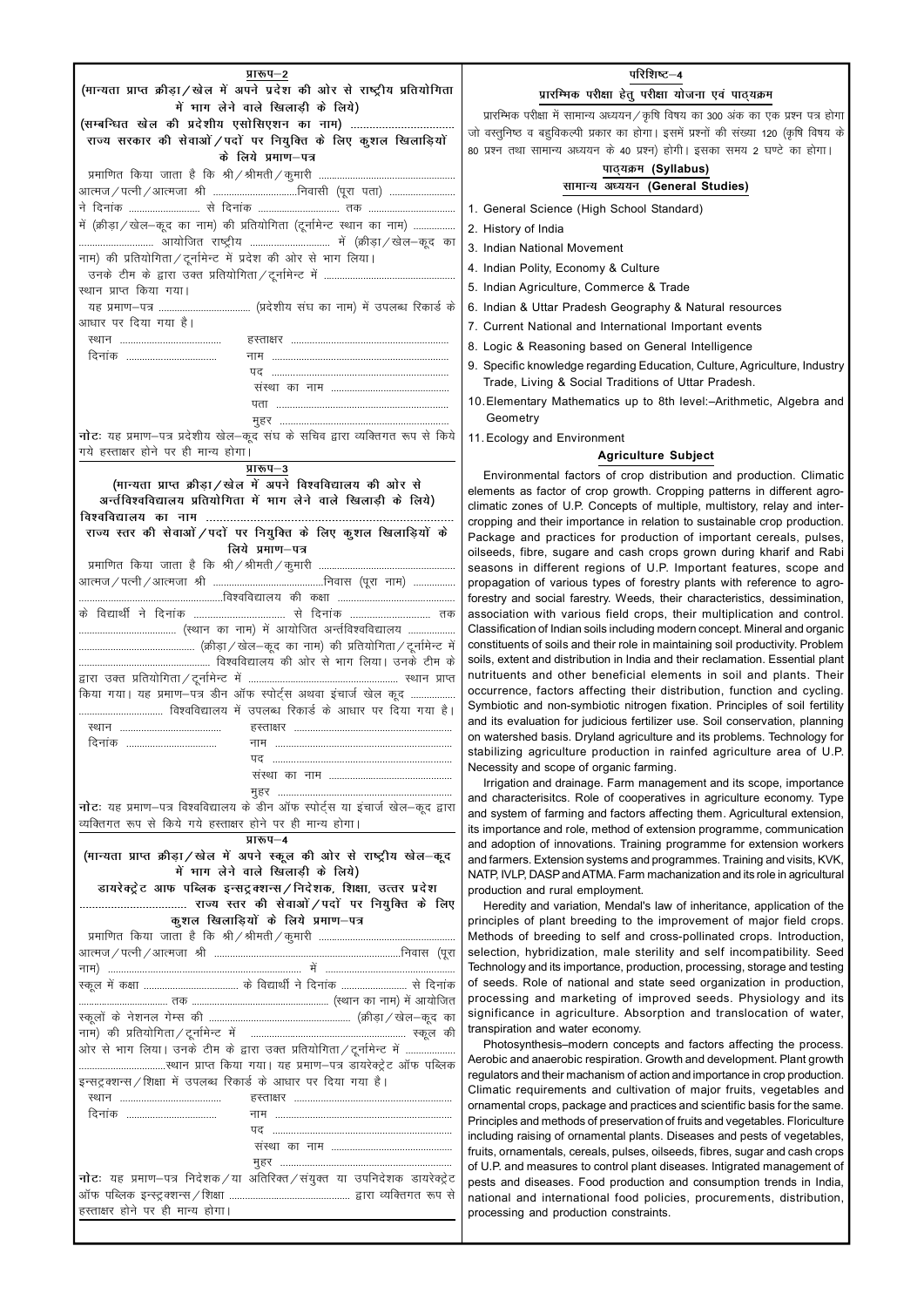## प्रारूप–2

**(मान्यता प्राप्त क्रीड़ा/खेल में अपने प्रदेश की ओर से राष्ट्रीय प्रतियोगिता में भाग लेने वाले खिलाड़ी के लिये)**

**(सम्बन्धित खेल की प्रदेशीय एसोसिएशन का नाम) ................................**

**राज्य सरकार की सेवाओं/पदों पर नियुक्ति के लिए कुशल खिलाड़ियों के लिये प्रमाण–पत्र**

प्रमाणित किया जाता है कि श्री/श्रीमती/कुमारी .................................................. आत्मज/पत्नी/आत्मजा श्री ................................निवासी (पूरा पता) ........................ ने दिनांक .......................... से दिनांक .............................. तक ................................ में (क्रीड़ा/खेल–कूद का नाम) की प्रतियोगिता (टूर्नामेन्ट स्थान का नाम) ................ ............................ आयोजित राष्ट्रीय ............................ में (क्रीड़ा/खेल–कूद का नाम) की प्रतियोगिता/टूर्नामेन्ट में प्रदेश की ओर से भाग लिया।

उनके टीम के द्वारा उक्त प्रतियोगिता/टूर्नामेन्ट में ................................................ स्थान प्राप्त किया गया।

यह प्रमाण–पत्र .................................. (प्रदेशीय संघ का नाम) में उपलब्ध रिकार्ड के आधार पर दिया गया है।

स्थान ......................................      हस्ताक्षर ..........................................................

दिनांक ..................................      नाम ..................................................................

पद ....................................................................

संस्था का नाम ..............................................

पता ..................................................................

मुहर ..................................................................

**नोटः** यह प्रमाण–पत्र प्रदेशीय खेल–कूद संघ के सचिव द्वारा व्यक्तिगत रूप से किये गये हस्ताक्षर होने पर ही मान्य होगा।

## प्रारूप–3

**(मान्यता प्राप्त क्रीड़ा/खेल में अपने विश्वविद्यालय की ओर से अर्न्तविश्वविद्यालय प्रतियोगिता में भाग लेने वाले खिलाड़ी के लिये)**

**विश्वविद्यालय का नाम ..............................................................**

**राज्य स्तर की सेवाओं/पदों पर नियुक्ति के लिए कुशल खिलाड़ियों के लिये प्रमाण–पत्र**

प्रमाणित किया जाता है कि श्री/श्रीमती/कुमारी .................................................. आत्मज/पत्नी/आत्मजा श्री ..........................................निवास (पूरा नाम) ................ ....................................................विश्वविद्यालय की कक्षा ............................................ के विद्यार्थी ने दिनांक .................................. से दिनांक ............................ तक .................................... (स्थान का नाम) में आयोजित अर्न्तविश्वविद्यालय .................. ............................................ (क्रीड़ा/खेल–कूद का नाम) की प्रतियोगिता/टूर्नामेन्ट में .................................................. विश्वविद्यालय की ओर से भाग लिया। उनके टीम के द्वारा उक्त प्रतियोगिता/टूर्नामेन्ट में ........................................................ स्थान प्राप्त किया गया। यह प्रमाण–पत्र डीन ऑफ स्पोर्ट्स अथवा इंचार्ज खेल कूद ................ ............................... विश्वविद्यालय में उपलब्ध रिकार्ड के आधार पर दिया गया है।

स्थान ......................................      हस्ताक्षर ..........................................................

दिनांक ..................................      नाम ..................................................................

पद ....................................................................

संस्था का नाम ..............................................

मुहर ..................................................................

**नोटः** यह प्रमाण–पत्र विश्वविद्यालय के डीन ऑफ स्पोर्ट्स या इंचार्ज खेल–कूद द्वारा व्यक्तिगत रूप से किये गये हस्ताक्षर होने पर ही मान्य होगा।

## प्रारूप–4

**(मान्यता प्राप्त क्रीड़ा/खेल में अपने स्कूल की ओर से राष्ट्रीय खेल–कूद में भाग लेने वाले खिलाड़ी के लिये)**

**डायरेक्ट्रेट आफ पब्लिक इन्स्ट्रक्शन्स/निदेशक, शिक्षा, उत्तर प्रदेश**

**................................ राज्य स्तर की सेवाओं/पदों पर नियुक्ति के लिए कुशल खिलाड़ियों के लिये प्रमाण–पत्र**

प्रमाणित किया जाता है कि श्री/श्रीमती/कुमारी .................................................. आत्मज/पत्नी/आत्मजा श्री ..........................................................................निवास (पूरा नाम) ........................................................... में ................................................... स्कूल में कक्षा .................................... के विद्यार्थी ने दिनांक ........................ से दिनांक .................................. तक .................................................. (स्थान का नाम) में आयोजित स्कूलों के नेशनल गेम्स की ...................................................... (क्रीड़ा/खेल–कूद का नाम) की प्रतियोगिता/टूर्नामेन्ट में ........................................................ स्कूल की ओर से भाग लिया। उनके टीम के द्वारा उक्त प्रतियोगिता/टूर्नामेन्ट में .................. .................................स्थान प्राप्त किया गया। यह प्रमाण–पत्र डायरेक्ट्रेट ऑफ पब्लिक इन्स्ट्रक्शन्स/शिक्षा में उपलब्ध रिकार्ड के आधार पर दिया गया है।

स्थान ......................................      हस्ताक्षर ..........................................................

दिनांक ..................................      नाम ..................................................................

पद ....................................................................

संस्था का नाम ..............................................

मुहर ..................................................................

**नोटः** यह प्रमाण–पत्र निदेशक/या अतिरिक्त/संयुक्त या उपनिदेशक डायरेक्ट्रेट ऑफ पब्लिक इन्स्ट्रक्शन्स/शिक्षा .............................................. द्वारा व्यक्तिगत रूप से हस्ताक्षर होने पर ही मान्य होगा।

## परिशिष्ट–4

### प्रारम्भिक परीक्षा हेतु परीक्षा योजना एवं पाठ्यक्रम

प्रारम्भिक परीक्षा में सामान्य अध्ययन/कृषि विषय का 300 अंक का एक प्रश्न पत्र होगा जो वस्तुनिष्ठ व बहुविकल्पी प्रकार का होगा। इसमें प्रश्नों की संख्या 120 (कृषि विषय के 80 प्रश्न तथा सामान्य अध्ययन के 40 प्रश्न) होगी। इसका समय 2 घण्टे का होगा।

### पाठ्यक्रम (Syllabus)

### सामान्य अध्ययन (General Studies)

1. General Science (High School Standard)
2. History of India
3. Indian National Movement
4. Indian Polity, Economy & Culture
5. Indian Agriculture, Commerce & Trade
6. Indian & Uttar Pradesh Geography & Natural resources
7. Current National and International Important events
8. Logic & Reasoning based on General Intelligence
9. Specific knowledge regarding Education, Culture, Agriculture, Industry Trade, Living & Social Traditions of Uttar Pradesh.
10. Elementary Mathematics up to 8th level:–Arithmetic, Algebra and Geometry
11. Ecology and Environment

### Agriculture Subject

Environmental factors of crop distribution and production. Climatic elements as factor of crop growth. Cropping patterns in different agro-climatic zones of U.P. Concepts of multiple, multistory, relay and inter-cropping and their importance in relation to sustainable crop production. Package and practices for production of important cereals, pulses, oilseeds, fibre, sugare and cash crops grown during kharif and Rabi seasons in different regions of U.P. Important features, scope and propagation of various types of forestry plants with reference to agro-forestry and social farestry. Weeds, their characteristics, dessimination, association with various field crops, their multiplication and control. Classification of Indian soils including modern concept. Mineral and organic constituents of soils and their role in maintaining soil productivity. Problem soils, extent and distribution in India and their reclamation. Essential plant nutrituents and other beneficial elements in soil and plants. Their occurrence, factors affecting their distribution, function and cycling. Symbiotic and non-symbiotic nitrogen fixation. Principles of soil fertility and its evaluation for judicious fertilizer use. Soil conservation, planning on watershed basis. Dryland agriculture and its problems. Technology for stabilizing agriculture production in rainfed agriculture area of U.P. Necessity and scope of organic farming.

Irrigation and drainage. Farm management and its scope, importance and characterisitcs. Role of cooperatives in agriculture economy. Type and system of farming and factors affecting them. Agricultural extension, its importance and role, method of extension programme, communication and adoption of innovations. Training programme for extension workers and farmers. Extension systems and programmes. Training and visits, KVK, NATP, IVLP, DASP and ATMA. Farm machanization and its role in agricultural production and rural employment.

Heredity and variation, Mendal's law of inheritance, application of the principles of plant breeding to the improvement of major field crops. Methods of breeding to self and cross-pollinated crops. Introduction, selection, hybridization, male sterility and self incompatibility. Seed Technology and its importance, production, processing, storage and testing of seeds. Role of national and state seed organization in production, processing and marketing of improved seeds. Physiology and its significance in agriculture. Absorption and translocation of water, transpiration and water economy.

Photosynthesis–modern concepts and factors affecting the process. Aerobic and anaerobic respiration. Growth and development. Plant growth regulators and their machanism of action and importance in crop production. Climatic requirements and cultivation of major fruits, vegetables and ornamental crops, package and practices and scientific basis for the same. Principles and methods of preservation of fruits and vegetables. Floriculture including raising of ornamental plants. Diseases and pests of vegetables, fruits, ornamentals, cereals, pulses, oilseeds, fibres, sugar and cash crops of U.P. and measures to control plant diseases. Intigrated management of pests and diseases. Food production and consumption trends in India, national and international food policies, procurements, distribution, processing and production constraints.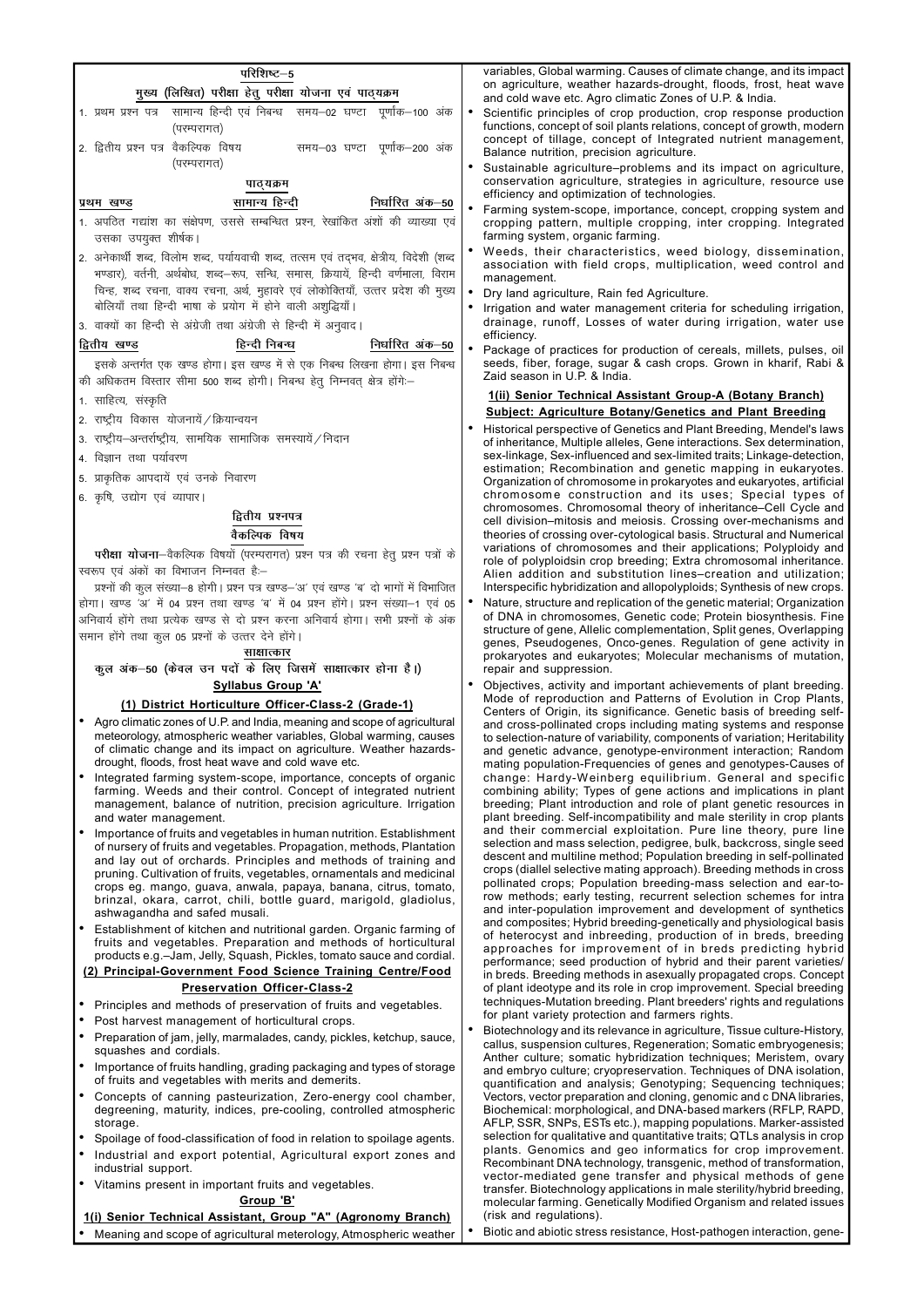## परिशिष्ट–5

### मुख्य (लिखित) परीक्षा हेतु परीक्षा योजना एवं पाठ्यक्रम

1. प्रथम प्रश्न पत्र सामान्य हिन्दी एवं निबन्ध (परम्परागत) समय–02 घण्टा पूर्णांक–100 अंक
2. द्वितीय प्रश्न पत्र वैकल्पिक विषय (परम्परागत) समय–03 घण्टा पूर्णांक–200 अंक

### पाठ्यक्रम

**प्रथम खण्ड** **सामान्य हिन्दी** **निर्धारित अंक–50**

1. अपठित गद्यांश का संक्षेपण, उससे सम्बन्धित प्रश्न, रेखांकित अंशों की व्याख्या एवं उसका उपयुक्त शीर्षक।
2. अनेकार्थी शब्द, विलोम शब्द, पर्यायवाची शब्द, तत्सम एवं तद्भव, क्षेत्रीय, विदेशी (शब्द भण्डार), वर्तनी, अर्थबोध, शब्द–रूप, सन्धि, समास, क्रियायें, हिन्दी वर्णमाला, विराम चिन्ह, शब्द रचना, वाक्य रचना, अर्थ, मुहावरे एवं लोकोक्तियाँ, उत्तर प्रदेश की मुख्य बोलियाँ तथा हिन्दी भाषा के प्रयोग में होने वाली अशुद्धियाँ।
3. वाक्यों का हिन्दी से अंग्रेजी तथा अंग्रेजी से हिन्दी में अनुवाद।

**द्वितीय खण्ड** **हिन्दी निबन्ध** **निर्धारित अंक–50**

इसके अन्तर्गत एक खण्ड होगा। इस खण्ड में से एक निबन्ध लिखना होगा। इस निबन्ध की अधिकतम विस्तार सीमा 500 शब्द होगी। निबन्ध हेतु निम्नवत् क्षेत्र होंगे:–

1. साहित्य, संस्कृति
2. राष्ट्रीय विकास योजनायें/क्रियान्वयन
3. राष्ट्रीय–अन्तर्राष्ट्रीय, सामयिक सामाजिक समस्यायें/निदान
4. विज्ञान तथा पर्यावरण
5. प्राकृतिक आपदायें एवं उनके निवारण
6. कृषि, उद्योग एवं व्यापार।

### द्वितीय प्रश्नपत्र

### वैकल्पिक विषय

**परीक्षा योजना**–वैकल्पिक विषयों (परम्परागत) प्रश्न पत्र की रचना हेतु प्रश्न पत्रों के स्वरूप एवं अंकों का विभाजन निम्नवत है:–

प्रश्नों की कुल संख्या–8 होगी। प्रश्न पत्र खण्ड–'अ' एवं खण्ड 'ब' दो भागों में विभाजित होगा। खण्ड 'अ' में 04 प्रश्न तथा खण्ड 'ब' में 04 प्रश्न होंगे। प्रश्न संख्या–1 एवं 05 अनिवार्य होंगे तथा प्रत्येक खण्ड से दो प्रश्न करना अनिवार्य होगा। सभी प्रश्नों के अंक समान होंगे तथा कुल 05 प्रश्नों के उत्तर देने होंगे।

### साक्षात्कार

**कुल अंक–50 (केवल उन पदों के लिए जिसमें साक्षात्कार होना है।)**

### Syllabus Group 'A'

#### (1) District Horticulture Officer-Class-2 (Grade-1)

- Agro climatic zones of U.P. and India, meaning and scope of agricultural meteorology, atmospheric weather variables, Global warming, causes of climatic change and its impact on agriculture. Weather hazards-drought, floods, frost heat wave and cold wave etc.
- Integrated farming system-scope, importance, concepts of organic farming. Weeds and their control. Concept of integrated nutrient management, balance of nutrition, precision agriculture. Irrigation and water management.
- Importance of fruits and vegetables in human nutrition. Establishment of nursery of fruits and vegetables. Propagation, methods, Plantation and lay out of orchards. Principles and methods of training and pruning. Cultivation of fruits, vegetables, ornamentals and medicinal crops eg. mango, guava, anwala, papaya, banana, citrus, tomato, brinzal, okara, carrot, chili, bottle guard, marigold, gladiolus, ashwagandha and safed musali.
- Establishment of kitchen and nutritional garden. Organic farming of fruits and vegetables. Preparation and methods of horticultural products e.g.–Jam, Jelly, Squash, Pickles, tomato sauce and cordial.

#### (2) Principal-Government Food Science Training Centre/Food Preservation Officer-Class-2

- Principles and methods of preservation of fruits and vegetables.
- Post harvest management of horticultural crops.
- Preparation of jam, jelly, marmalades, candy, pickles, ketchup, sauce, squashes and cordials.
- Importance of fruits handling, grading packaging and types of storage of fruits and vegetables with merits and demerits.
- Concepts of canning pasteurization, Zero-energy cool chamber, degreening, maturity, indices, pre-cooling, controlled atmospheric storage.
- Spoilage of food-classification of food in relation to spoilage agents.
- Industrial and export potential, Agricultural export zones and industrial support.
- Vitamins present in important fruits and vegetables.

### Group 'B'

#### 1(i) Senior Technical Assistant, Group "A" (Agronomy Branch)

- Meaning and scope of agricultural meterology, Atmospheric weather variables, Global warming. Causes of climate change, and its impact on agriculture, weather hazards-drought, floods, frost, heat wave and cold wave etc. Agro climatic Zones of U.P. & India.
- Scientific principles of crop production, crop response production functions, concept of soil plants relations, concept of growth, modern concept of tillage, concept of Integrated nutrient management, Balance nutrition, precision agriculture.
- Sustainable agriculture–problems and its impact on agriculture, conservation agriculture, strategies in agriculture, resource use efficiency and optimization of technologies.
- Farming system-scope, importance, concept, cropping system and cropping pattern, multiple cropping, inter cropping. Integrated farming system, organic farming.
- Weeds, their characteristics, weed biology, dissemination, association with field crops, multiplication, weed control and management.
- Dry land agriculture, Rain fed Agriculture.
- Irrigation and water management criteria for scheduling irrigation, drainage, runoff, Losses of water during irrigation, water use efficiency.
- Package of practices for production of cereals, millets, pulses, oil seeds, fiber, forage, sugar & cash crops. Grown in kharif, Rabi & Zaid season in U.P. & India.

#### 1(ii) Senior Technical Assistant Group-A (Botany Branch)

**Subject: Agriculture Botany/Genetics and Plant Breeding**

- Historical perspective of Genetics and Plant Breeding, Mendel's laws of inheritance, Multiple alleles, Gene interactions. Sex determination, sex-linkage, Sex-influenced and sex-limited traits; Linkage-detection, estimation; Recombination and genetic mapping in eukaryotes. Organization of chromosome in prokaryotes and eukaryotes, artificial chromosome construction and its uses; Special types of chromosomes. Chromosomal theory of inheritance–Cell Cycle and cell division–mitosis and meiosis. Crossing over-mechanisms and theories of crossing over-cytological basis. Structural and Numerical variations of chromosomes and their applications; Polyploidy and role of polyploidsin crop breeding; Extra chromosomal inheritance. Alien addition and substitution lines–creation and utilization; Interspecific hybridization and allopolyploids; Synthesis of new crops.
- Nature, structure and replication of the genetic material; Organization of DNA in chromosomes, Genetic code; Protein biosynthesis. Fine structure of gene, Allelic complementation, Split genes, Overlapping genes, Pseudogenes, Onco-genes. Regulation of gene activity in prokaryotes and eukaryotes; Molecular mechanisms of mutation, repair and suppression.
- Objectives, activity and important achievements of plant breeding. Mode of reproduction and Patterns of Evolution in Crop Plants, Centers of Origin, its significance. Genetic basis of breeding self- and cross-pollinated crops including mating systems and response to selection-nature of variability, components of variation; Heritability and genetic advance, genotype-environment interaction; Random mating population-Frequencies of genes and genotypes-Causes of change: Hardy-Weinberg equilibrium. General and specific combining ability; Types of gene actions and implications in plant breeding; Plant introduction and role of plant genetic resources in plant breeding. Self-incompatibility and male sterility in crop plants and their commercial exploitation. Pure line theory, pure line selection and mass selection, pedigree, bulk, backcross, single seed descent and multiline method; Population breeding in self-pollinated crops (diallel selective mating approach). Breeding methods in cross pollinated crops; Population breeding-mass selection and ear-to-row methods; early testing, recurrent selection schemes for intra and inter-population improvement and development of synthetics and composites; Hybrid breeding-genetically and physiological basis of heterocyst and inbreeding, production of in breds, breeding approaches for improvement of in breds predicting hybrid performance; seed production of hybrid and their parent varieties/ in breds. Breeding methods in asexually propagated crops. Concept of plant ideotype and its role in crop improvement. Special breeding techniques-Mutation breeding. Plant breeders' rights and regulations for plant variety protection and farmers rights.
- Biotechnology and its relevance in agriculture, Tissue culture-History, callus, suspension cultures, Regeneration; Somatic embryogenesis; Anther culture; somatic hybridization techniques; Meristem, ovary and embryo culture; cryopreservation. Techniques of DNA isolation, quantification and analysis; Genotyping; Sequencing techniques; Vectors, vector preparation and cloning, genomic and c DNA libraries, Biochemical: morphological, and DNA-based markers (RFLP, RAPD, AFLP, SSR, SNPs, ESTs etc.), mapping populations. Marker-assisted selection for qualitative and quantitative traits; QTLs analysis in crop plants. Genomics and geo informatics for crop improvement. Recombinant DNA technology, transgenic, method of transformation, vector-mediated gene transfer and physical methods of gene transfer. Biotechnology applications in male sterility/hybrid breeding, molecular farming. Genetically Modified Organism and related issues (risk and regulations).
- Biotic and abiotic stress resistance, Host-pathogen interaction, gene-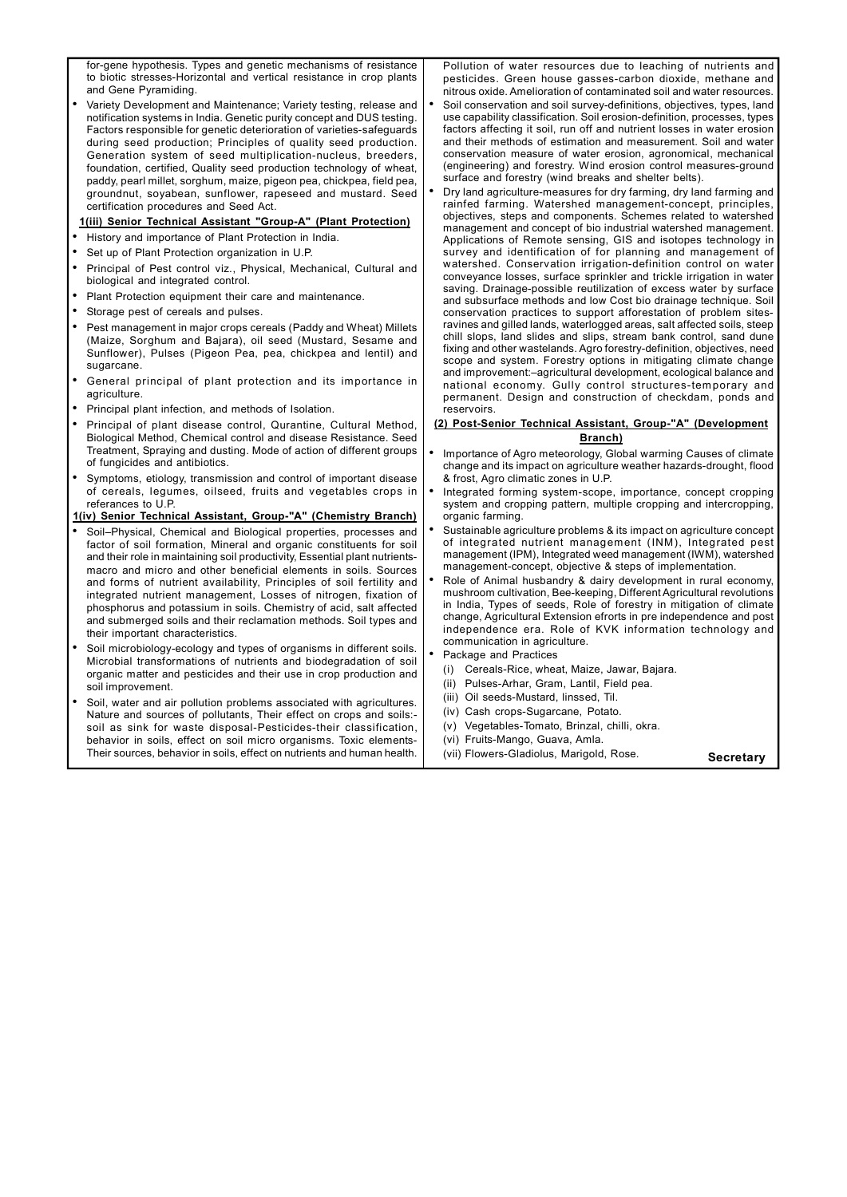for-gene hypothesis. Types and genetic mechanisms of resistance to biotic stresses-Horizontal and vertical resistance in crop plants and Gene Pyramiding.

- Variety Development and Maintenance; Variety testing, release and notification systems in India. Genetic purity concept and DUS testing. Factors responsible for genetic deterioration of varieties-safeguards during seed production; Principles of quality seed production. Generation system of seed multiplication-nucleus, breeders, foundation, certified, Quality seed production technology of wheat, paddy, pearl millet, sorghum, maize, pigeon pea, chickpea, field pea, groundnut, soyabean, sunflower, rapeseed and mustard. Seed certification procedures and Seed Act.

### 1(iii) Senior Technical Assistant "Group-A" (Plant Protection)

- History and importance of Plant Protection in India.
- Set up of Plant Protection organization in U.P.
- Principal of Pest control viz., Physical, Mechanical, Cultural and biological and integrated control.
- Plant Protection equipment their care and maintenance.
- Storage pest of cereals and pulses.
- Pest management in major crops cereals (Paddy and Wheat) Millets (Maize, Sorghum and Bajara), oil seed (Mustard, Sesame and Sunflower), Pulses (Pigeon Pea, pea, chickpea and lentil) and sugarcane.
- General principal of plant protection and its importance in agriculture.
- Principal plant infection, and methods of Isolation.
- Principal of plant disease control, Qurantine, Cultural Method, Biological Method, Chemical control and disease Resistance. Seed Treatment, Spraying and dusting. Mode of action of different groups of fungicides and antibiotics.
- Symptoms, etiology, transmission and control of important disease of cereals, legumes, oilseed, fruits and vegetables crops in referances to U.P.

### 1(iv) Senior Technical Assistant, Group-"A" (Chemistry Branch)

- Soil–Physical, Chemical and Biological properties, processes and factor of soil formation, Mineral and organic constituents for soil and their role in maintaining soil productivity, Essential plant nutrients-macro and micro and other beneficial elements in soils. Sources and forms of nutrient availability, Principles of soil fertility and integrated nutrient management, Losses of nitrogen, fixation of phosphorus and potassium in soils. Chemistry of acid, salt affected and submerged soils and their reclamation methods. Soil types and their important characteristics.
- Soil microbiology-ecology and types of organisms in different soils. Microbial transformations of nutrients and biodegradation of soil organic matter and pesticides and their use in crop production and soil improvement.
- Soil, water and air pollution problems associated with agricultures. Nature and sources of pollutants, Their effect on crops and soils:-soil as sink for waste disposal-Pesticides-their classification, behavior in soils, effect on soil micro organisms. Toxic elements-Their sources, behavior in soils, effect on nutrients and human health. Pollution of water resources due to leaching of nutrients and pesticides. Green house gasses-carbon dioxide, methane and nitrous oxide. Amelioration of contaminated soil and water resources.
- Soil conservation and soil survey-definitions, objectives, types, land use capability classification. Soil erosion-definition, processes, types factors affecting it soil, run off and nutrient losses in water erosion and their methods of estimation and measurement. Soil and water conservation measure of water erosion, agronomical, mechanical (engineering) and forestry. Wind erosion control measures-ground surface and forestry (wind breaks and shelter belts).
- Dry land agriculture-measures for dry farming, dry land farming and rainfed farming. Watershed management-concept, principles, objectives, steps and components. Schemes related to watershed management and concept of bio industrial watershed management. Applications of Remote sensing, GIS and isotopes technology in survey and identification of for planning and management of watershed. Conservation irrigation-definition control on water conveyance losses, surface sprinkler and trickle irrigation in water saving. Drainage-possible reutilization of excess water by surface and subsurface methods and low Cost bio drainage technique. Soil conservation practices to support afforestation of problem sites-ravines and gilled lands, waterlogged areas, salt affected soils, steep chill slops, land slides and slips, stream bank control, sand dune fixing and other wastelands. Agro forestry-definition, objectives, need scope and system. Forestry options in mitigating climate change and improvement:–agricultural development, ecological balance and national economy. Gully control structures-temporary and permanent. Design and construction of checkdam, ponds and reservoirs.

### (2) Post-Senior Technical Assistant, Group-"A" (Development Branch)

- Importance of Agro meteorology, Global warming Causes of climate change and its impact on agriculture weather hazards-drought, flood & frost, Agro climatic zones in U.P.
- Integrated forming system-scope, importance, concept cropping system and cropping pattern, multiple cropping and intercropping, organic farming.
- Sustainable agriculture problems & its impact on agriculture concept of integrated nutrient management (INM), Integrated pest management (IPM), Integrated weed management (IWM), watershed management-concept, objective & steps of implementation.
- Role of Animal husbandry & dairy development in rural economy, mushroom cultivation, Bee-keeping, Different Agricultural revolutions in India, Types of seeds, Role of forestry in mitigation of climate change, Agricultural Extension efrorts in pre independence and post independence era. Role of KVK information technology and communication in agriculture.
- Package and Practices
  - (i) Cereals-Rice, wheat, Maize, Jawar, Bajara.
  - (ii) Pulses-Arhar, Gram, Lantil, Field pea.
  - (iii) Oil seeds-Mustard, linsseed, Til.
  - (iv) Cash crops-Sugarcane, Potato.
  - (v) Vegetables-Tomato, Brinzal, chilli, okra.
  - (vi) Fruits-Mango, Guava, Amla.
  - (vii) Flowers-Gladiolus, Marigold, Rose.

**Secretary**